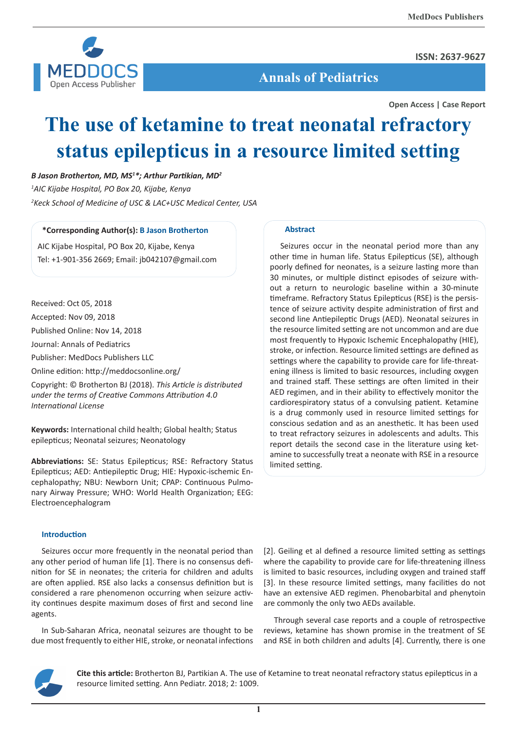Open Access | Case Report

# The use of ketamine to treat neonatal refractory status epilepticus in a resource limited setting

*B Jason Brotherton, MD, MS[1]\*; Arthur Partikian, MD[2]*

*[1]AIC Kijabe Hospital, PO Box 20, Kijabe, Kenya*

*[2]Keck School of Medicine of USC & LAC+USC Medical Center, USA*

**\*Corresponding Author(s): B Jason Brotherton**

AIC Kijabe Hospital, PO Box 20, Kijabe, Kenya

Tel: +1-901-356 2669; Email: jb042107@gmail.com

Received: Oct 05, 2018

Accepted: Nov 09, 2018

Published Online: Nov 14, 2018

Journal: Annals of Pediatrics

Publisher: MedDocs Publishers LLC

Online edition: http://meddocsonline.org/

Copyright: © Brotherton BJ (2018). *This Article is distributed under the terms of Creative Commons Attribution 4.0 International License*

**Keywords:** International child health; Global health; Status epilepticus; Neonatal seizures; Neonatology

**Abbreviations:** SE: Status Epilepticus; RSE: Refractory Status Epilepticus; AED: Antiepileptic Drug; HIE: Hypoxic-ischemic Encephalopathy; NBU: Newborn Unit; CPAP: Continuous Pulmonary Airway Pressure; WHO: World Health Organization; EEG: Electroencephalogram

## Abstract

Seizures occur in the neonatal period more than any other time in human life. Status Epilepticus (SE), although poorly defined for neonates, is a seizure lasting more than 30 minutes, or multiple distinct episodes of seizure without a return to neurologic baseline within a 30-minute timeframe. Refractory Status Epilepticus (RSE) is the persistence of seizure activity despite administration of first and second line Antiepileptic Drugs (AED). Neonatal seizures in the resource limited setting are not uncommon and are due most frequently to Hypoxic Ischemic Encephalopathy (HIE), stroke, or infection. Resource limited settings are defined as settings where the capability to provide care for life-threatening illness is limited to basic resources, including oxygen and trained staff. These settings are often limited in their AED regimen, and in their ability to effectively monitor the cardiorespiratory status of a convulsing patient. Ketamine is a drug commonly used in resource limited settings for conscious sedation and as an anesthetic. It has been used to treat refractory seizures in adolescents and adults. This report details the second case in the literature using ketamine to successfully treat a neonate with RSE in a resource limited setting.

## Introduction

Seizures occur more frequently in the neonatal period than any other period of human life [1]. There is no consensus definition for SE in neonates; the criteria for children and adults are often applied. RSE also lacks a consensus definition but is considered a rare phenomenon occurring when seizure activity continues despite maximum doses of first and second line agents.

In Sub-Saharan Africa, neonatal seizures are thought to be due most frequently to either HIE, stroke, or neonatal infections [2]. Geiling et al defined a resource limited setting as settings where the capability to provide care for life-threatening illness is limited to basic resources, including oxygen and trained staff [3]. In these resource limited settings, many facilities do not have an extensive AED regimen. Phenobarbital and phenytoin are commonly the only two AEDs available.

Through several case reports and a couple of retrospective reviews, ketamine has shown promise in the treatment of SE and RSE in both children and adults [4]. Currently, there is one

**Cite this article:** Brotherton BJ, Partikian A. The use of Ketamine to treat neonatal refractory status epilepticus in a resource limited setting. Ann Pediatr. 2018; 2: 1009.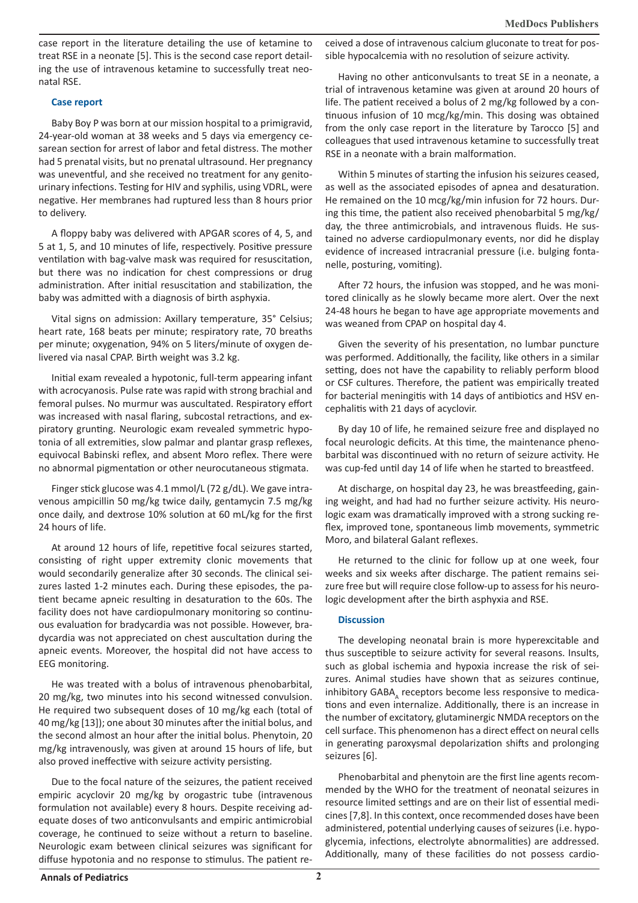case report in the literature detailing the use of ketamine to treat RSE in a neonate [5]. This is the second case report detailing the use of intravenous ketamine to successfully treat neonatal RSE.

## Case report

Baby Boy P was born at our mission hospital to a primigravid, 24-year-old woman at 38 weeks and 5 days via emergency cesarean section for arrest of labor and fetal distress. The mother had 5 prenatal visits, but no prenatal ultrasound. Her pregnancy was uneventful, and she received no treatment for any genitourinary infections. Testing for HIV and syphilis, using VDRL, were negative. Her membranes had ruptured less than 8 hours prior to delivery.

A floppy baby was delivered with APGAR scores of 4, 5, and 5 at 1, 5, and 10 minutes of life, respectively. Positive pressure ventilation with bag-valve mask was required for resuscitation, but there was no indication for chest compressions or drug administration. After initial resuscitation and stabilization, the baby was admitted with a diagnosis of birth asphyxia.

Vital signs on admission: Axillary temperature, 35° Celsius; heart rate, 168 beats per minute; respiratory rate, 70 breaths per minute; oxygenation, 94% on 5 liters/minute of oxygen delivered via nasal CPAP. Birth weight was 3.2 kg.

Initial exam revealed a hypotonic, full-term appearing infant with acrocyanosis. Pulse rate was rapid with strong brachial and femoral pulses. No murmur was auscultated. Respiratory effort was increased with nasal flaring, subcostal retractions, and expiratory grunting. Neurologic exam revealed symmetric hypotonia of all extremities, slow palmar and plantar grasp reflexes, equivocal Babinski reflex, and absent Moro reflex. There were no abnormal pigmentation or other neurocutaneous stigmata.

Finger stick glucose was 4.1 mmol/L (72 g/dL). We gave intravenous ampicillin 50 mg/kg twice daily, gentamycin 7.5 mg/kg once daily, and dextrose 10% solution at 60 mL/kg for the first 24 hours of life.

At around 12 hours of life, repetitive focal seizures started, consisting of right upper extremity clonic movements that would secondarily generalize after 30 seconds. The clinical seizures lasted 1-2 minutes each. During these episodes, the patient became apneic resulting in desaturation to the 60s. The facility does not have cardiopulmonary monitoring so continuous evaluation for bradycardia was not possible. However, bradycardia was not appreciated on chest auscultation during the apneic events. Moreover, the hospital did not have access to EEG monitoring.

He was treated with a bolus of intravenous phenobarbital, 20 mg/kg, two minutes into his second witnessed convulsion. He required two subsequent doses of 10 mg/kg each (total of 40 mg/kg [13]); one about 30 minutes after the initial bolus, and the second almost an hour after the initial bolus. Phenytoin, 20 mg/kg intravenously, was given at around 15 hours of life, but also proved ineffective with seizure activity persisting.

Due to the focal nature of the seizures, the patient received empiric acyclovir 20 mg/kg by orogastric tube (intravenous formulation not available) every 8 hours. Despite receiving adequate doses of two anticonvulsants and empiric antimicrobial coverage, he continued to seize without a return to baseline. Neurologic exam between clinical seizures was significant for diffuse hypotonia and no response to stimulus. The patient received a dose of intravenous calcium gluconate to treat for possible hypocalcemia with no resolution of seizure activity.

Having no other anticonvulsants to treat SE in a neonate, a trial of intravenous ketamine was given at around 20 hours of life. The patient received a bolus of 2 mg/kg followed by a continuous infusion of 10 mcg/kg/min. This dosing was obtained from the only case report in the literature by Tarocco [5] and colleagues that used intravenous ketamine to successfully treat RSE in a neonate with a brain malformation.

Within 5 minutes of starting the infusion his seizures ceased, as well as the associated episodes of apnea and desaturation. He remained on the 10 mcg/kg/min infusion for 72 hours. During this time, the patient also received phenobarbital 5 mg/kg/day, the three antimicrobials, and intravenous fluids. He sustained no adverse cardiopulmonary events, nor did he display evidence of increased intracranial pressure (i.e. bulging fontanelle, posturing, vomiting).

After 72 hours, the infusion was stopped, and he was monitored clinically as he slowly became more alert. Over the next 24-48 hours he began to have age appropriate movements and was weaned from CPAP on hospital day 4.

Given the severity of his presentation, no lumbar puncture was performed. Additionally, the facility, like others in a similar setting, does not have the capability to reliably perform blood or CSF cultures. Therefore, the patient was empirically treated for bacterial meningitis with 14 days of antibiotics and HSV encephalitis with 21 days of acyclovir.

By day 10 of life, he remained seizure free and displayed no focal neurologic deficits. At this time, the maintenance phenobarbital was discontinued with no return of seizure activity. He was cup-fed until day 14 of life when he started to breastfeed.

At discharge, on hospital day 23, he was breastfeeding, gaining weight, and had had no further seizure activity. His neurologic exam was dramatically improved with a strong sucking reflex, improved tone, spontaneous limb movements, symmetric Moro, and bilateral Galant reflexes.

He returned to the clinic for follow up at one week, four weeks and six weeks after discharge. The patient remains seizure free but will require close follow-up to assess for his neurologic development after the birth asphyxia and RSE.

## Discussion

The developing neonatal brain is more hyperexcitable and thus susceptible to seizure activity for several reasons. Insults, such as global ischemia and hypoxia increase the risk of seizures. Animal studies have shown that as seizures continue, inhibitory $GABA_A$ receptors become less responsive to medications and even internalize. Additionally, there is an increase in the number of excitatory, glutaminergic NMDA receptors on the cell surface. This phenomenon has a direct effect on neural cells in generating paroxysmal depolarization shifts and prolonging seizures [6].

Phenobarbital and phenytoin are the first line agents recommended by the WHO for the treatment of neonatal seizures in resource limited settings and are on their list of essential medicines [7,8]. In this context, once recommended doses have been administered, potential underlying causes of seizures (i.e. hypoglycemia, infections, electrolyte abnormalities) are addressed. Additionally, many of these facilities do not possess cardio-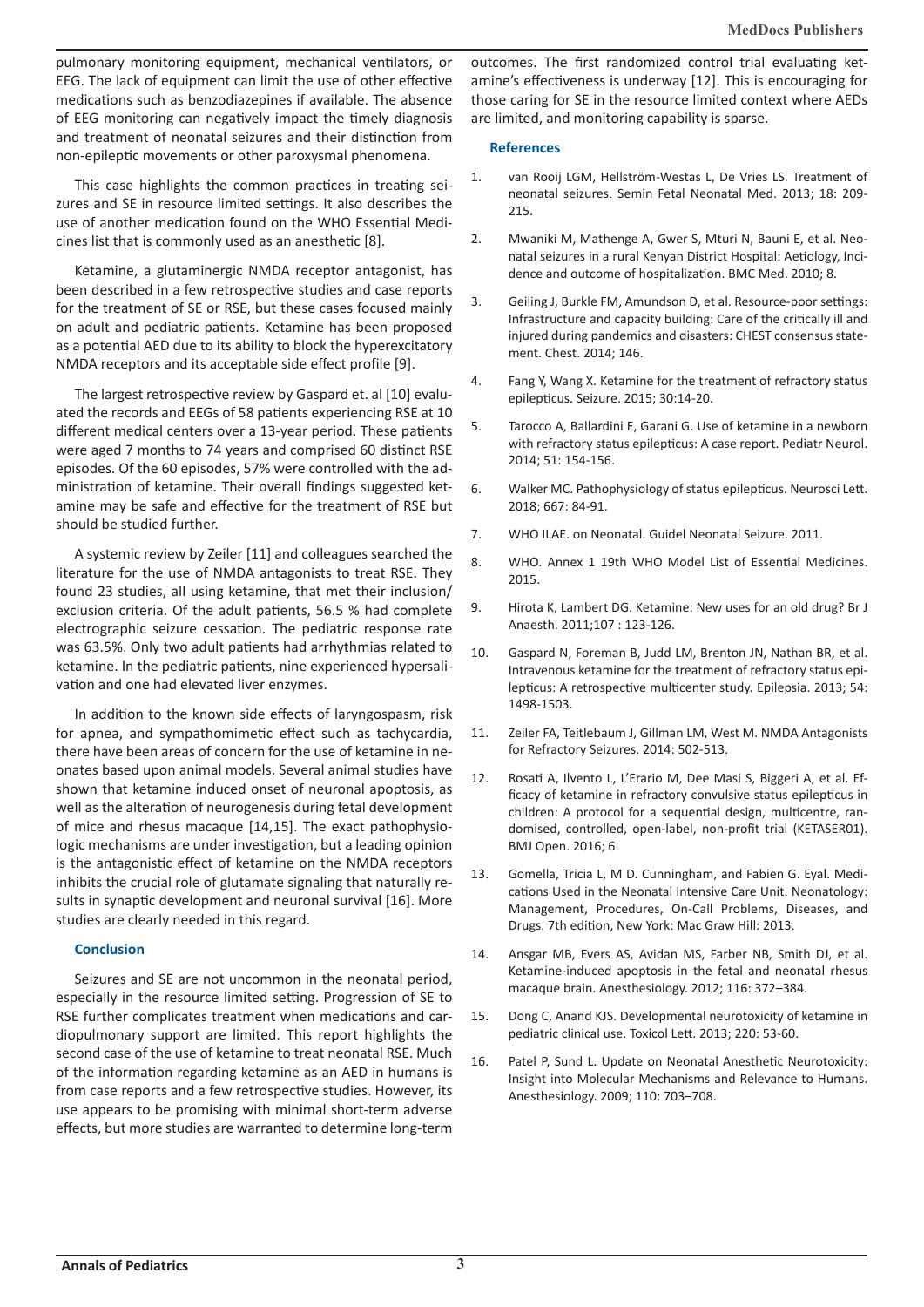pulmonary monitoring equipment, mechanical ventilators, or EEG. The lack of equipment can limit the use of other effective medications such as benzodiazepines if available. The absence of EEG monitoring can negatively impact the timely diagnosis and treatment of neonatal seizures and their distinction from non-epileptic movements or other paroxysmal phenomena.

This case highlights the common practices in treating seizures and SE in resource limited settings. It also describes the use of another medication found on the WHO Essential Medicines list that is commonly used as an anesthetic [8].

Ketamine, a glutaminergic NMDA receptor antagonist, has been described in a few retrospective studies and case reports for the treatment of SE or RSE, but these cases focused mainly on adult and pediatric patients. Ketamine has been proposed as a potential AED due to its ability to block the hyperexcitatory NMDA receptors and its acceptable side effect profile [9].

The largest retrospective review by Gaspard et. al [10] evaluated the records and EEGs of 58 patients experiencing RSE at 10 different medical centers over a 13-year period. These patients were aged 7 months to 74 years and comprised 60 distinct RSE episodes. Of the 60 episodes, 57% were controlled with the administration of ketamine. Their overall findings suggested ketamine may be safe and effective for the treatment of RSE but should be studied further.

A systemic review by Zeiler [11] and colleagues searched the literature for the use of NMDA antagonists to treat RSE. They found 23 studies, all using ketamine, that met their inclusion/exclusion criteria. Of the adult patients, 56.5 % had complete electrographic seizure cessation. The pediatric response rate was 63.5%. Only two adult patients had arrhythmias related to ketamine. In the pediatric patients, nine experienced hypersalivation and one had elevated liver enzymes.

In addition to the known side effects of laryngospasm, risk for apnea, and sympathomimetic effect such as tachycardia, there have been areas of concern for the use of ketamine in neonates based upon animal models. Several animal studies have shown that ketamine induced onset of neuronal apoptosis, as well as the alteration of neurogenesis during fetal development of mice and rhesus macaque [14,15]. The exact pathophysiologic mechanisms are under investigation, but a leading opinion is the antagonistic effect of ketamine on the NMDA receptors inhibits the crucial role of glutamate signaling that naturally results in synaptic development and neuronal survival [16]. More studies are clearly needed in this regard.

## Conclusion

Seizures and SE are not uncommon in the neonatal period, especially in the resource limited setting. Progression of SE to RSE further complicates treatment when medications and cardiopulmonary support are limited. This report highlights the second case of the use of ketamine to treat neonatal RSE. Much of the information regarding ketamine as an AED in humans is from case reports and a few retrospective studies. However, its use appears to be promising with minimal short-term adverse effects, but more studies are warranted to determine long-term outcomes. The first randomized control trial evaluating ketamine's effectiveness is underway [12]. This is encouraging for those caring for SE in the resource limited context where AEDs are limited, and monitoring capability is sparse.

## References

1. van Rooij LGM, Hellström-Westas L, De Vries LS. Treatment of neonatal seizures. Semin Fetal Neonatal Med. 2013; 18: 209-215.
2. Mwaniki M, Mathenge A, Gwer S, Mturi N, Bauni E, et al. Neonatal seizures in a rural Kenyan District Hospital: Aetiology, Incidence and outcome of hospitalization. BMC Med. 2010; 8.
3. Geiling J, Burkle FM, Amundson D, et al. Resource-poor settings: Infrastructure and capacity building: Care of the critically ill and injured during pandemics and disasters: CHEST consensus statement. Chest. 2014; 146.
4. Fang Y, Wang X. Ketamine for the treatment of refractory status epilepticus. Seizure. 2015; 30:14-20.
5. Tarocco A, Ballardini E, Garani G. Use of ketamine in a newborn with refractory status epilepticus: A case report. Pediatr Neurol. 2014; 51: 154-156.
6. Walker MC. Pathophysiology of status epilepticus. Neurosci Lett. 2018; 667: 84-91.
7. WHO ILAE. on Neonatal. Guidel Neonatal Seizure. 2011.
8. WHO. Annex 1 19th WHO Model List of Essential Medicines. 2015.
9. Hirota K, Lambert DG. Ketamine: New uses for an old drug? Br J Anaesth. 2011;107 : 123-126.
10. Gaspard N, Foreman B, Judd LM, Brenton JN, Nathan BR, et al. Intravenous ketamine for the treatment of refractory status epilepticus: A retrospective multicenter study. Epilepsia. 2013; 54: 1498-1503.
11. Zeiler FA, Teitlebaum J, Gillman LM, West M. NMDA Antagonists for Refractory Seizures. 2014: 502-513.
12. Rosati A, Ilvento L, L'Erario M, Dee Masi S, Biggeri A, et al. Efficacy of ketamine in refractory convulsive status epilepticus in children: A protocol for a sequential design, multicentre, randomised, controlled, open-label, non-profit trial (KETASER01). BMJ Open. 2016; 6.
13. Gomella, Tricia L, M D. Cunningham, and Fabien G. Eyal. Medications Used in the Neonatal Intensive Care Unit. Neonatology: Management, Procedures, On-Call Problems, Diseases, and Drugs. 7th edition, New York: Mac Graw Hill: 2013.
14. Ansgar MB, Evers AS, Avidan MS, Farber NB, Smith DJ, et al. Ketamine-induced apoptosis in the fetal and neonatal rhesus macaque brain. Anesthesiology. 2012; 116: 372–384.
15. Dong C, Anand KJS. Developmental neurotoxicity of ketamine in pediatric clinical use. Toxicol Lett. 2013; 220: 53-60.
16. Patel P, Sund L. Update on Neonatal Anesthetic Neurotoxicity: Insight into Molecular Mechanisms and Relevance to Humans. Anesthesiology. 2009; 110: 703–708.